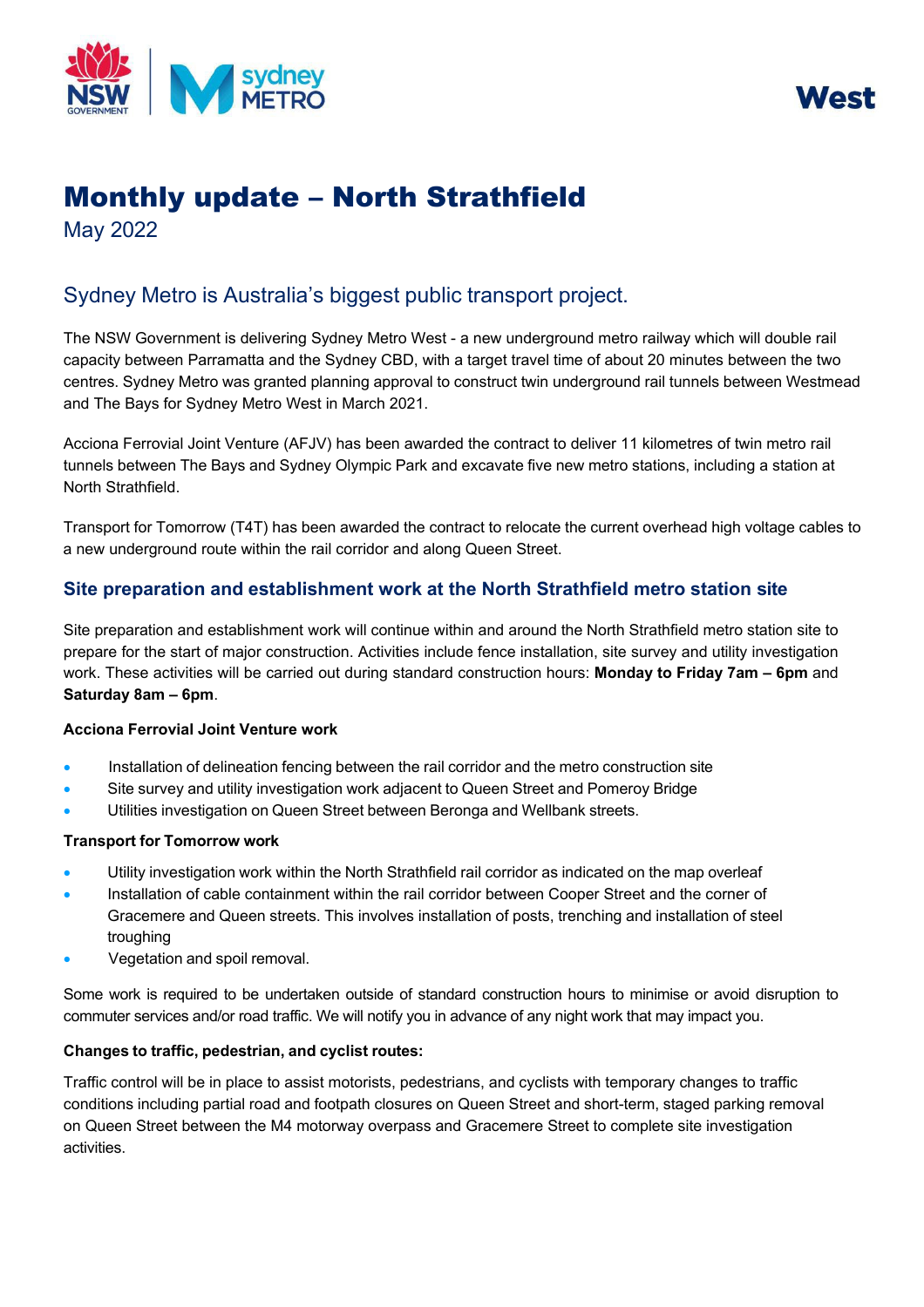# Monthly update – North Strathfield

May 2022

## Sydney Metro is Australia's biggest public transport project.

The NSW Government is delivering Sydney Metro West - a new underground metro railway which will double rail capacity between Parramatta and the Sydney CBD, with a target travel time of about 20 minutes between the two centres. Sydney Metro was granted planning approval to construct twin underground rail tunnels between Westmead and The Bays for Sydney Metro West in March 2021.

Acciona Ferrovial Joint Venture (AFJV) has been awarded the contract to deliver 11 kilometres of twin metro rail tunnels between The Bays and Sydney Olympic Park and excavate five new metro stations, including a station at North Strathfield.

Transport for Tomorrow (T4T) has been awarded the contract to relocate the current overhead high voltage cables to a new underground route within the rail corridor and along Queen Street.

### Site preparation and establishment work at the North Strathfield metro station site

Site preparation and establishment work will continue within and around the North Strathfield metro station site to prepare for the start of major construction. Activities include fence installation, site survey and utility investigation work. These activities will be carried out during standard construction hours: **Monday to Friday 7am – 6pm** and **Saturday 8am – 6pm**.

**Acciona Ferrovial Joint Venture work**

- Installation of delineation fencing between the rail corridor and the metro construction site
- Site survey and utility investigation work adjacent to Queen Street and Pomeroy Bridge
- Utilities investigation on Queen Street between Beronga and Wellbank streets.

**Transport for Tomorrow work**

- Utility investigation work within the North Strathfield rail corridor as indicated on the map overleaf
- Installation of cable containment within the rail corridor between Cooper Street and the corner of Gracemere and Queen streets. This involves installation of posts, trenching and installation of steel troughing
- Vegetation and spoil removal.

Some work is required to be undertaken outside of standard construction hours to minimise or avoid disruption to commuter services and/or road traffic. We will notify you in advance of any night work that may impact you.

**Changes to traffic, pedestrian, and cyclist routes:**

Traffic control will be in place to assist motorists, pedestrians, and cyclists with temporary changes to traffic conditions including partial road and footpath closures on Queen Street and short-term, staged parking removal on Queen Street between the M4 motorway overpass and Gracemere Street to complete site investigation activities.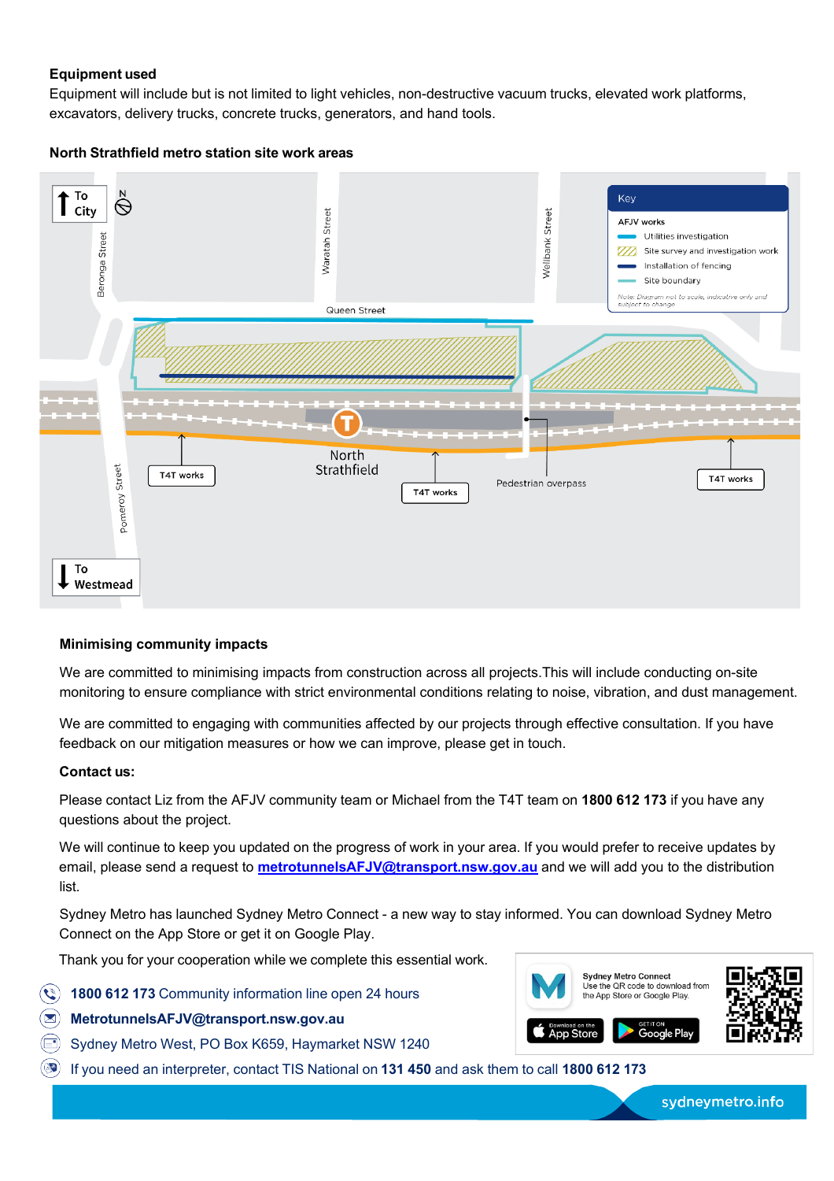**Equipment used**

Equipment will include but is not limited to light vehicles, non-destructive vacuum trucks, elevated work platforms, excavators, delivery trucks, concrete trucks, generators, and hand tools.

**North Strathfield metro station site work areas**

To City

N

Beronga Street

Waratah Street

Wellbank Street

Queen Street

Key

AFJV works

Utilities investigation

Site survey and investigation work

Installation of fencing

Site boundary

*Note: Diagram not to scale, indicative only and subject to change*

North Strathfield

T4T works

T4T works

Pedestrian overpass

T4T works

Pomeroy Street

To Westmead

**Minimising community impacts**

We are committed to minimising impacts from construction across all projects.This will include conducting on-site monitoring to ensure compliance with strict environmental conditions relating to noise, vibration, and dust management.

We are committed to engaging with communities affected by our projects through effective consultation. If you have feedback on our mitigation measures or how we can improve, please get in touch.

**Contact us:**

Please contact Liz from the AFJV community team or Michael from the T4T team on **1800 612 173** if you have any questions about the project.

We will continue to keep you updated on the progress of work in your area. If you would prefer to receive updates by email, please send a request to **metrotunnelsAFJV@transport.nsw.gov.au** and we will add you to the distribution list.

Sydney Metro has launched Sydney Metro Connect - a new way to stay informed. You can download Sydney Metro Connect on the App Store or get it on Google Play.

Thank you for your cooperation while we complete this essential work.

**Sydney Metro Connect**
Use the QR code to download from the App Store or Google Play.

**1800 612 173** Community information line open 24 hours

**MetrotunnelsAFJV@transport.nsw.gov.au**

Sydney Metro West, PO Box K659, Haymarket NSW 1240

If you need an interpreter, contact TIS National on **131 450** and ask them to call **1800 612 173**

sydneymetro.info